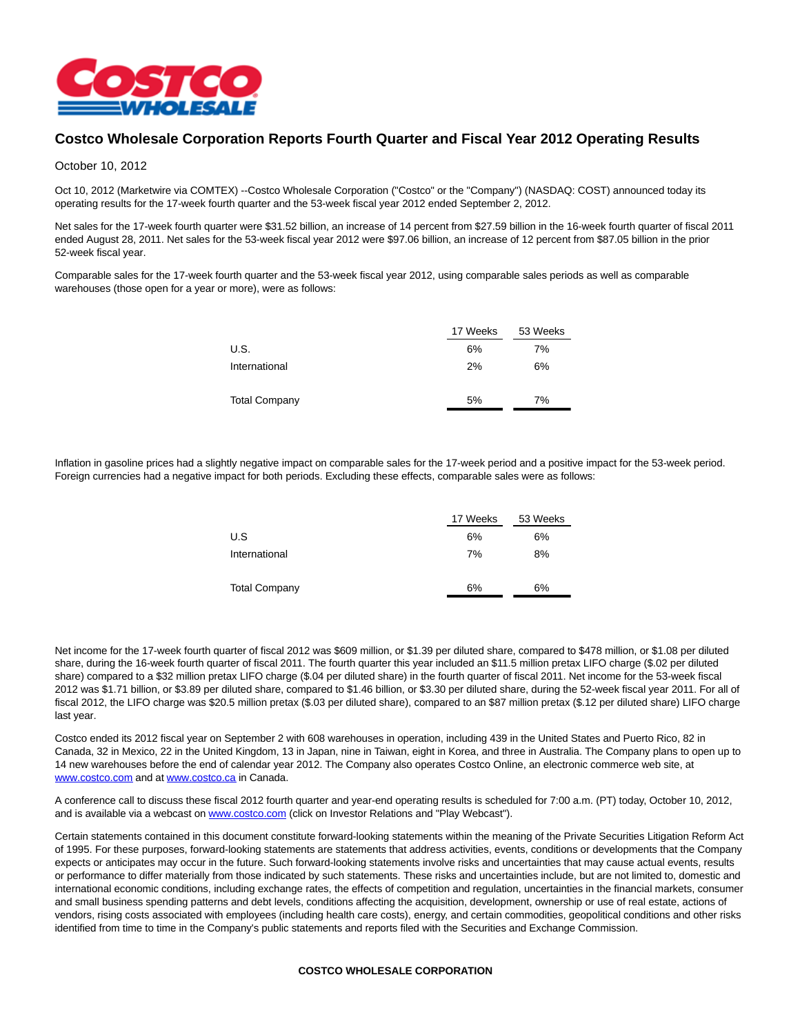# Costco Wholesale Corporation Reports Fourth Quarter and Fiscal Year 2012 Operating Results

October 10, 2012

Oct 10, 2012 (Marketwire via COMTEX) --Costco Wholesale Corporation ("Costco" or the "Company") (NASDAQ: COST) announced today its operating results for the 17-week fourth quarter and the 53-week fiscal year 2012 ended September 2, 2012.

Net sales for the 17-week fourth quarter were $31.52 billion, an increase of 14 percent from $27.59 billion in the 16-week fourth quarter of fiscal 2011 ended August 28, 2011. Net sales for the 53-week fiscal year 2012 were $97.06 billion, an increase of 12 percent from $87.05 billion in the prior 52-week fiscal year.

Comparable sales for the 17-week fourth quarter and the 53-week fiscal year 2012, using comparable sales periods as well as comparable warehouses (those open for a year or more), were as follows:

| | 17 Weeks | 53 Weeks |
|---|---|---|
| U.S. | 6% | 7% |
| International | 2% | 6% |
| Total Company | 5% | 7% |

Inflation in gasoline prices had a slightly negative impact on comparable sales for the 17-week period and a positive impact for the 53-week period. Foreign currencies had a negative impact for both periods. Excluding these effects, comparable sales were as follows:

| | 17 Weeks | 53 Weeks |
|---|---|---|
| U.S | 6% | 6% |
| International | 7% | 8% |
| Total Company | 6% | 6% |

Net income for the 17-week fourth quarter of fiscal 2012 was $609 million, or $1.39 per diluted share, compared to $478 million, or $1.08 per diluted share, during the 16-week fourth quarter of fiscal 2011. The fourth quarter this year included an $11.5 million pretax LIFO charge ($.02 per diluted share) compared to a $32 million pretax LIFO charge ($.04 per diluted share) in the fourth quarter of fiscal 2011. Net income for the 53-week fiscal 2012 was $1.71 billion, or $3.89 per diluted share, compared to $1.46 billion, or $3.30 per diluted share, during the 52-week fiscal year 2011. For all of fiscal 2012, the LIFO charge was $20.5 million pretax ($.03 per diluted share), compared to an $87 million pretax ($.12 per diluted share) LIFO charge last year.

Costco ended its 2012 fiscal year on September 2 with 608 warehouses in operation, including 439 in the United States and Puerto Rico, 82 in Canada, 32 in Mexico, 22 in the United Kingdom, 13 in Japan, nine in Taiwan, eight in Korea, and three in Australia. The Company plans to open up to 14 new warehouses before the end of calendar year 2012. The Company also operates Costco Online, an electronic commerce web site, at www.costco.com and at www.costco.ca in Canada.

A conference call to discuss these fiscal 2012 fourth quarter and year-end operating results is scheduled for 7:00 a.m. (PT) today, October 10, 2012, and is available via a webcast on www.costco.com (click on Investor Relations and "Play Webcast").

Certain statements contained in this document constitute forward-looking statements within the meaning of the Private Securities Litigation Reform Act of 1995. For these purposes, forward-looking statements are statements that address activities, events, conditions or developments that the Company expects or anticipates may occur in the future. Such forward-looking statements involve risks and uncertainties that may cause actual events, results or performance to differ materially from those indicated by such statements. These risks and uncertainties include, but are not limited to, domestic and international economic conditions, including exchange rates, the effects of competition and regulation, uncertainties in the financial markets, consumer and small business spending patterns and debt levels, conditions affecting the acquisition, development, ownership or use of real estate, actions of vendors, rising costs associated with employees (including health care costs), energy, and certain commodities, geopolitical conditions and other risks identified from time to time in the Company's public statements and reports filed with the Securities and Exchange Commission.

**COSTCO WHOLESALE CORPORATION**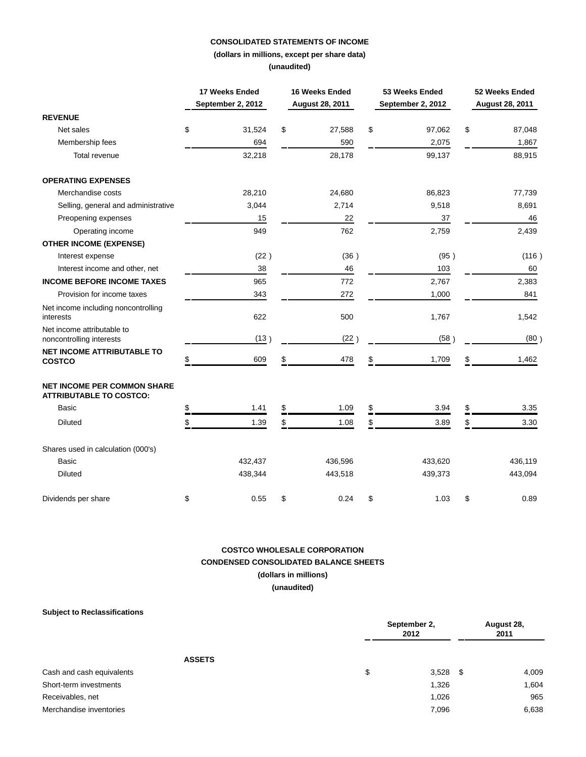**CONSOLIDATED STATEMENTS OF INCOME**

**(dollars in millions, except per share data)**

**(unaudited)**

| | 17 Weeks Ended September 2, 2012 | 16 Weeks Ended August 28, 2011 | 53 Weeks Ended September 2, 2012 | 52 Weeks Ended August 28, 2011 |
|---|---|---|---|---|
| **REVENUE** | | | | |
| Net sales | $ 31,524 | $ 27,588 | $ 97,062 | $ 87,048 |
| Membership fees | 694 | 590 | 2,075 | 1,867 |
| Total revenue | 32,218 | 28,178 | 99,137 | 88,915 |
| **OPERATING EXPENSES** | | | | |
| Merchandise costs | 28,210 | 24,680 | 86,823 | 77,739 |
| Selling, general and administrative | 3,044 | 2,714 | 9,518 | 8,691 |
| Preopening expenses | 15 | 22 | 37 | 46 |
| Operating income | 949 | 762 | 2,759 | 2,439 |
| **OTHER INCOME (EXPENSE)** | | | | |
| Interest expense | (22 ) | (36 ) | (95 ) | (116 ) |
| Interest income and other, net | 38 | 46 | 103 | 60 |
| **INCOME BEFORE INCOME TAXES** | 965 | 772 | 2,767 | 2,383 |
| Provision for income taxes | 343 | 272 | 1,000 | 841 |
| Net income including noncontrolling interests | 622 | 500 | 1,767 | 1,542 |
| Net income attributable to noncontrolling interests | (13 ) | (22 ) | (58 ) | (80 ) |
| **NET INCOME ATTRIBUTABLE TO COSTCO** | $ 609 | $ 478 | $ 1,709 | $ 1,462 |
| **NET INCOME PER COMMON SHARE ATTRIBUTABLE TO COSTCO:** | | | | |
| Basic | $ 1.41 | $ 1.09 | $ 3.94 | $ 3.35 |
| Diluted | $ 1.39 | $ 1.08 | $ 3.89 | $ 3.30 |
| Shares used in calculation (000's) | | | | |
| Basic | 432,437 | 436,596 | 433,620 | 436,119 |
| Diluted | 438,344 | 443,518 | 439,373 | 443,094 |
| Dividends per share | $ 0.55 | $ 0.24 | $ 1.03 | $ 0.89 |

**COSTCO WHOLESALE CORPORATION**

**CONDENSED CONSOLIDATED BALANCE SHEETS**

**(dollars in millions)**

**(unaudited)**

**Subject to Reclassifications**

| | September 2, 2012 | August 28, 2011 |
|---|---|---|
| **ASSETS** | | |
| Cash and cash equivalents | $ 3,528 | $ 4,009 |
| Short-term investments | 1,326 | 1,604 |
| Receivables, net | 1,026 | 965 |
| Merchandise inventories | 7,096 | 6,638 |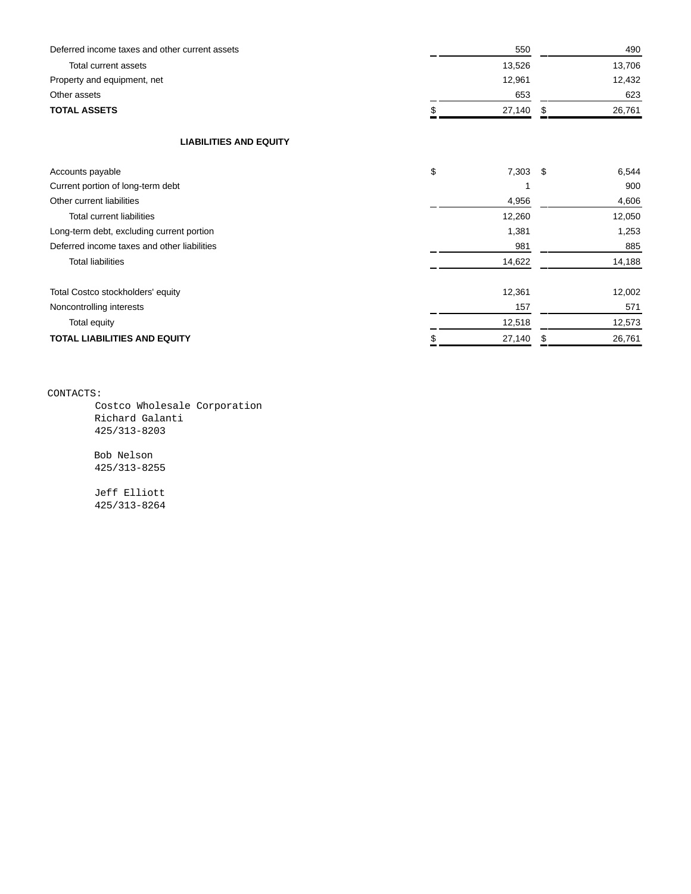| | | |
|---|---|---|
| Deferred income taxes and other current assets | 550 | 490 |
| Total current assets | 13,526 | 13,706 |
| Property and equipment, net | 12,961 | 12,432 |
| Other assets | 653 | 623 |
| **TOTAL ASSETS** | $ 27,140 | $ 26,761 |
| **LIABILITIES AND EQUITY** | | |
| Accounts payable | $ 7,303 | $ 6,544 |
| Current portion of long-term debt | 1 | 900 |
| Other current liabilities | 4,956 | 4,606 |
| Total current liabilities | 12,260 | 12,050 |
| Long-term debt, excluding current portion | 1,381 | 1,253 |
| Deferred income taxes and other liabilities | 981 | 885 |
| Total liabilities | 14,622 | 14,188 |
| Total Costco stockholders' equity | 12,361 | 12,002 |
| Noncontrolling interests | 157 | 571 |
| Total equity | 12,518 | 12,573 |
| **TOTAL LIABILITIES AND EQUITY** | $ 27,140 | $ 26,761 |

CONTACTS:

Costco Wholesale Corporation
Richard Galanti
425/313-8203

Bob Nelson
425/313-8255

Jeff Elliott
425/313-8264